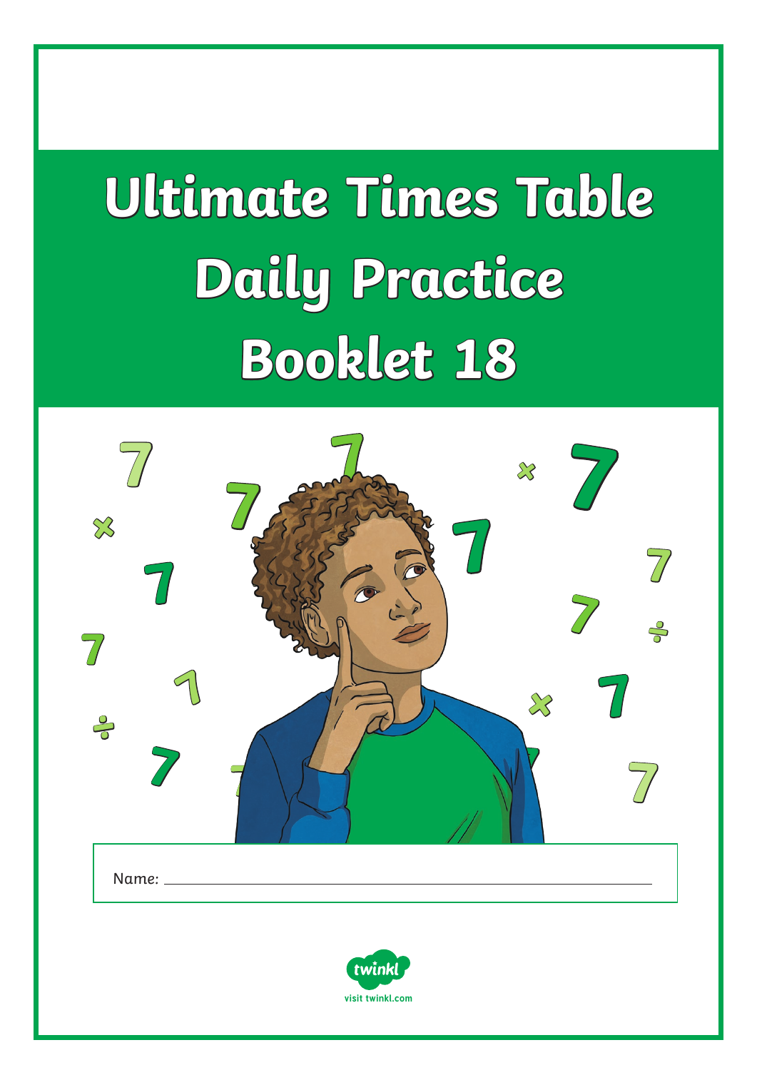# Ultimate Times Table Daily Practice Booklet 18

Name: ______________________________

visit twinkl.com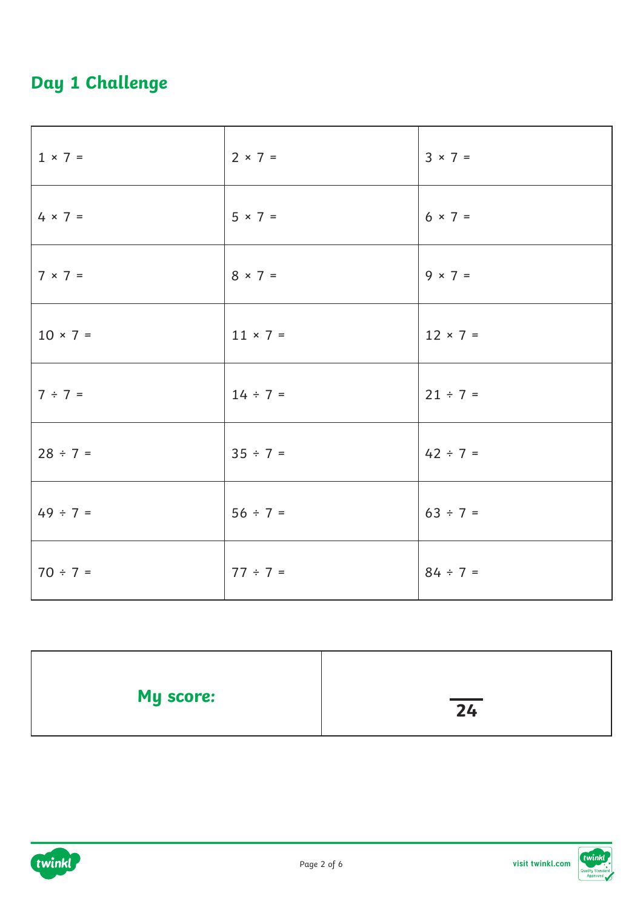## Day 1 Challenge

| | | |
|---|---|---|
| 1 × 7 = | 2 × 7 = | 3 × 7 = |
| 4 × 7 = | 5 × 7 = | 6 × 7 = |
| 7 × 7 = | 8 × 7 = | 9 × 7 = |
| 10 × 7 = | 11 × 7 = | 12 × 7 = |
| 7 ÷ 7 = | 14 ÷ 7 = | 21 ÷ 7 = |
| 28 ÷ 7 = | 35 ÷ 7 = | 42 ÷ 7 = |
| 49 ÷ 7 = | 56 ÷ 7 = | 63 ÷ 7 = |
| 70 ÷ 7 = | 77 ÷ 7 = | 84 ÷ 7 = |

| | |
|---|---|
| **My score:** | ___ / **24** |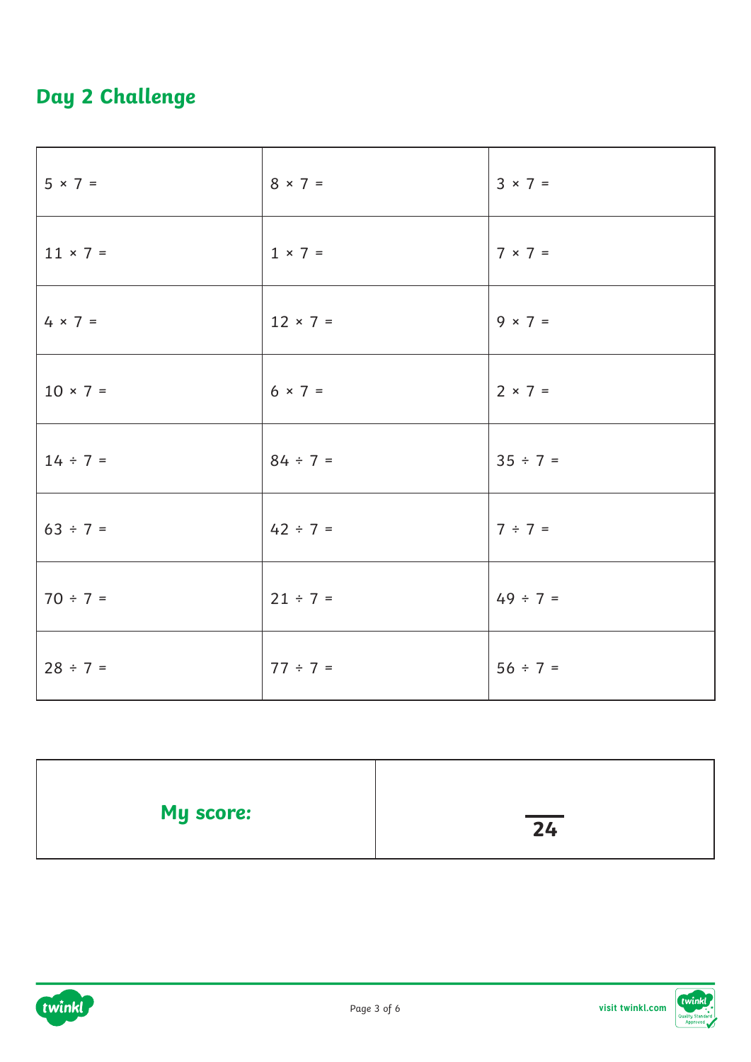## Day 2 Challenge

| | | |
|---|---|---|
| 5 × 7 = | 8 × 7 = | 3 × 7 = |
| 11 × 7 = | 1 × 7 = | 7 × 7 = |
| 4 × 7 = | 12 × 7 = | 9 × 7 = |
| 10 × 7 = | 6 × 7 = | 2 × 7 = |
| 14 ÷ 7 = | 84 ÷ 7 = | 35 ÷ 7 = |
| 63 ÷ 7 = | 42 ÷ 7 = | 7 ÷ 7 = |
| 70 ÷ 7 = | 21 ÷ 7 = | 49 ÷ 7 = |
| 28 ÷ 7 = | 77 ÷ 7 = | 56 ÷ 7 = |

| | |
|---|---|
| **My score:** | ___ / 24 |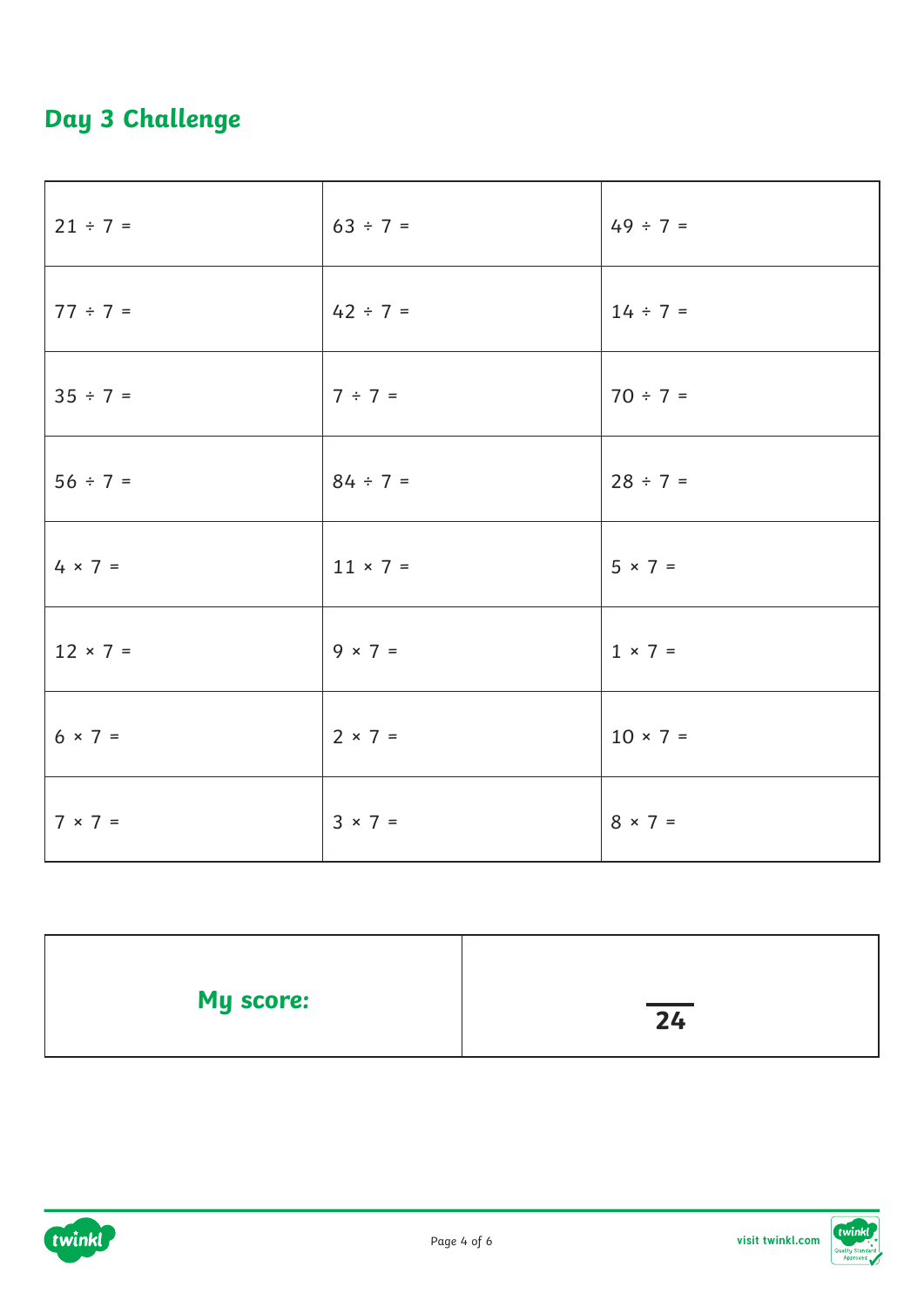## Day 3 Challenge

| | | |
|---|---|---|
| $21 \div 7 =$ | $63 \div 7 =$ | $49 \div 7 =$ |
| $77 \div 7 =$ | $42 \div 7 =$ | $14 \div 7 =$ |
| $35 \div 7 =$ | $7 \div 7 =$ | $70 \div 7 =$ |
| $56 \div 7 =$ | $84 \div 7 =$ | $28 \div 7 =$ |
| $4 \times 7 =$ | $11 \times 7 =$ | $5 \times 7 =$ |
| $12 \times 7 =$ | $9 \times 7 =$ | $1 \times 7 =$ |
| $6 \times 7 =$ | $2 \times 7 =$ | $10 \times 7 =$ |
| $7 \times 7 =$ | $3 \times 7 =$ | $8 \times 7 =$ |

| | |
|---|---|
| **My score:** | $\frac{\quad}{24}$ |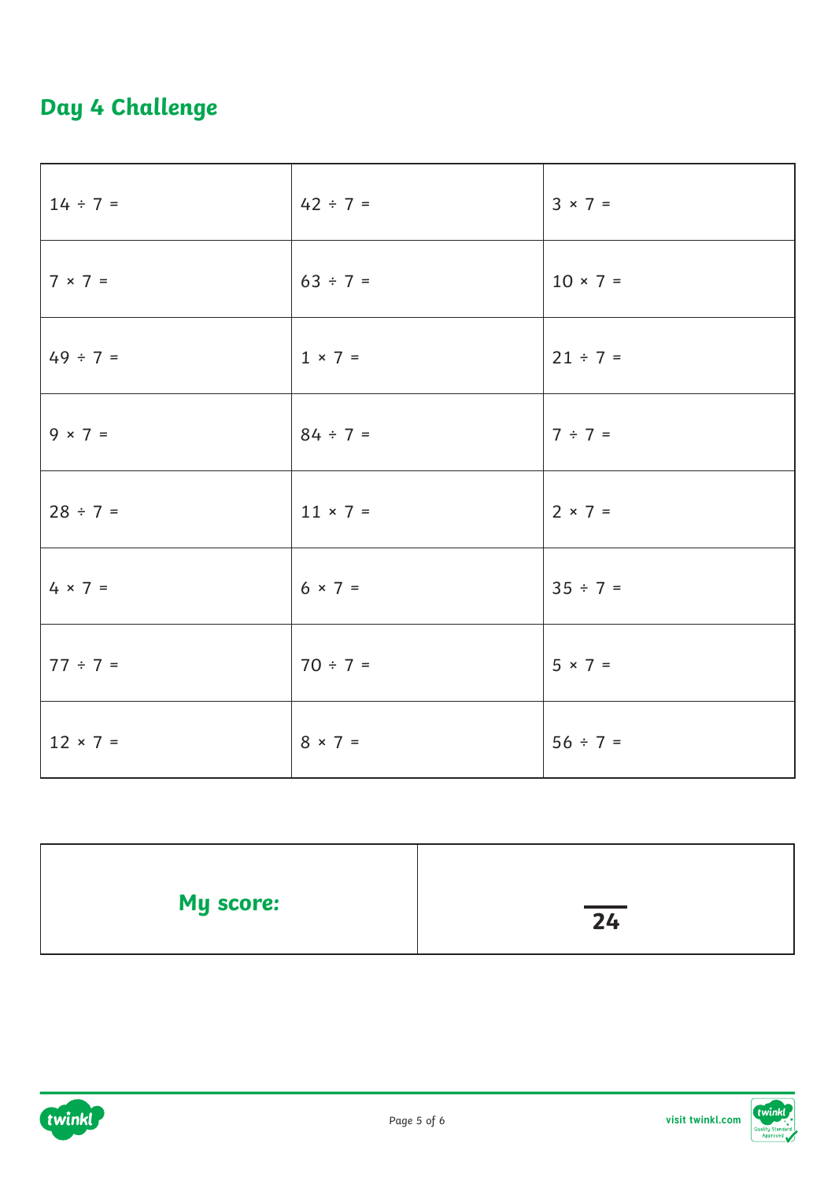## Day 4 Challenge

| | | |
|---|---|---|
| 14 ÷ 7 = | 42 ÷ 7 = | 3 × 7 = |
| 7 × 7 = | 63 ÷ 7 = | 10 × 7 = |
| 49 ÷ 7 = | 1 × 7 = | 21 ÷ 7 = |
| 9 × 7 = | 84 ÷ 7 = | 7 ÷ 7 = |
| 28 ÷ 7 = | 11 × 7 = | 2 × 7 = |
| 4 × 7 = | 6 × 7 = | 35 ÷ 7 = |
| 77 ÷ 7 = | 70 ÷ 7 = | 5 × 7 = |
| 12 × 7 = | 8 × 7 = | 56 ÷ 7 = |

| **My score:** | ___ / **24** |
|---|---|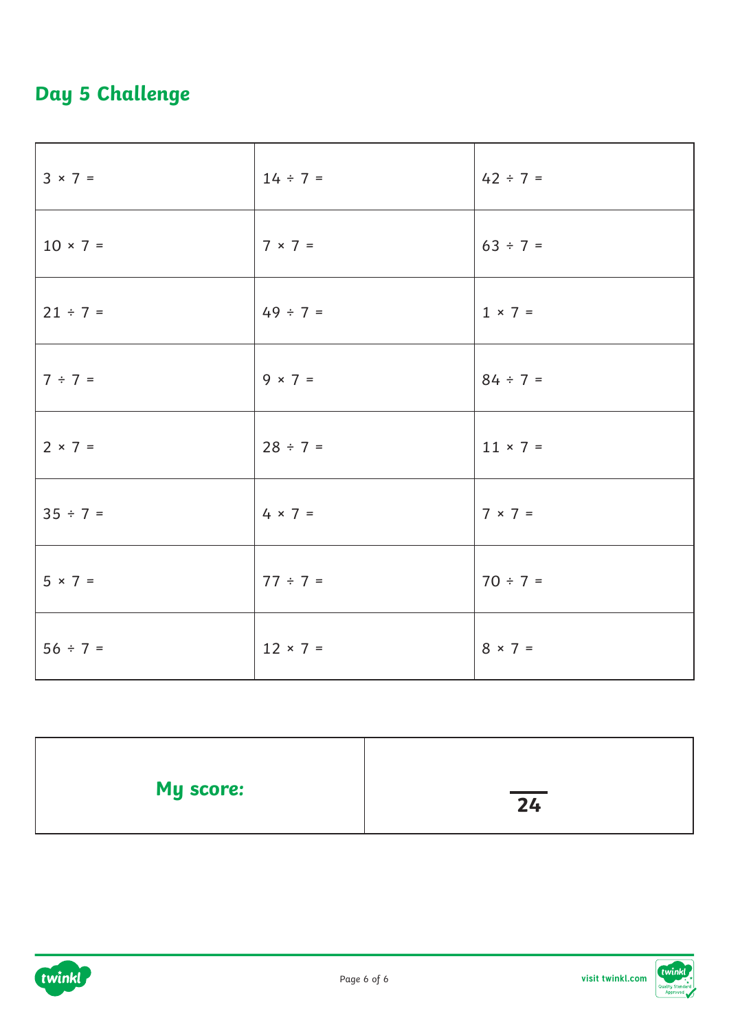## Day 5 Challenge

| | | |
|---|---|---|
| $3 \times 7 =$ | $14 \div 7 =$ | $42 \div 7 =$ |
| $10 \times 7 =$ | $7 \times 7 =$ | $63 \div 7 =$ |
| $21 \div 7 =$ | $49 \div 7 =$ | $1 \times 7 =$ |
| $7 \div 7 =$ | $9 \times 7 =$ | $84 \div 7 =$ |
| $2 \times 7 =$ | $28 \div 7 =$ | $11 \times 7 =$ |
| $35 \div 7 =$ | $4 \times 7 =$ | $7 \times 7 =$ |
| $5 \times 7 =$ | $77 \div 7 =$ | $70 \div 7 =$ |
| $56 \div 7 =$ | $12 \times 7 =$ | $8 \times 7 =$ |

| | |
|---|---|
| **My score:** | / **24** |